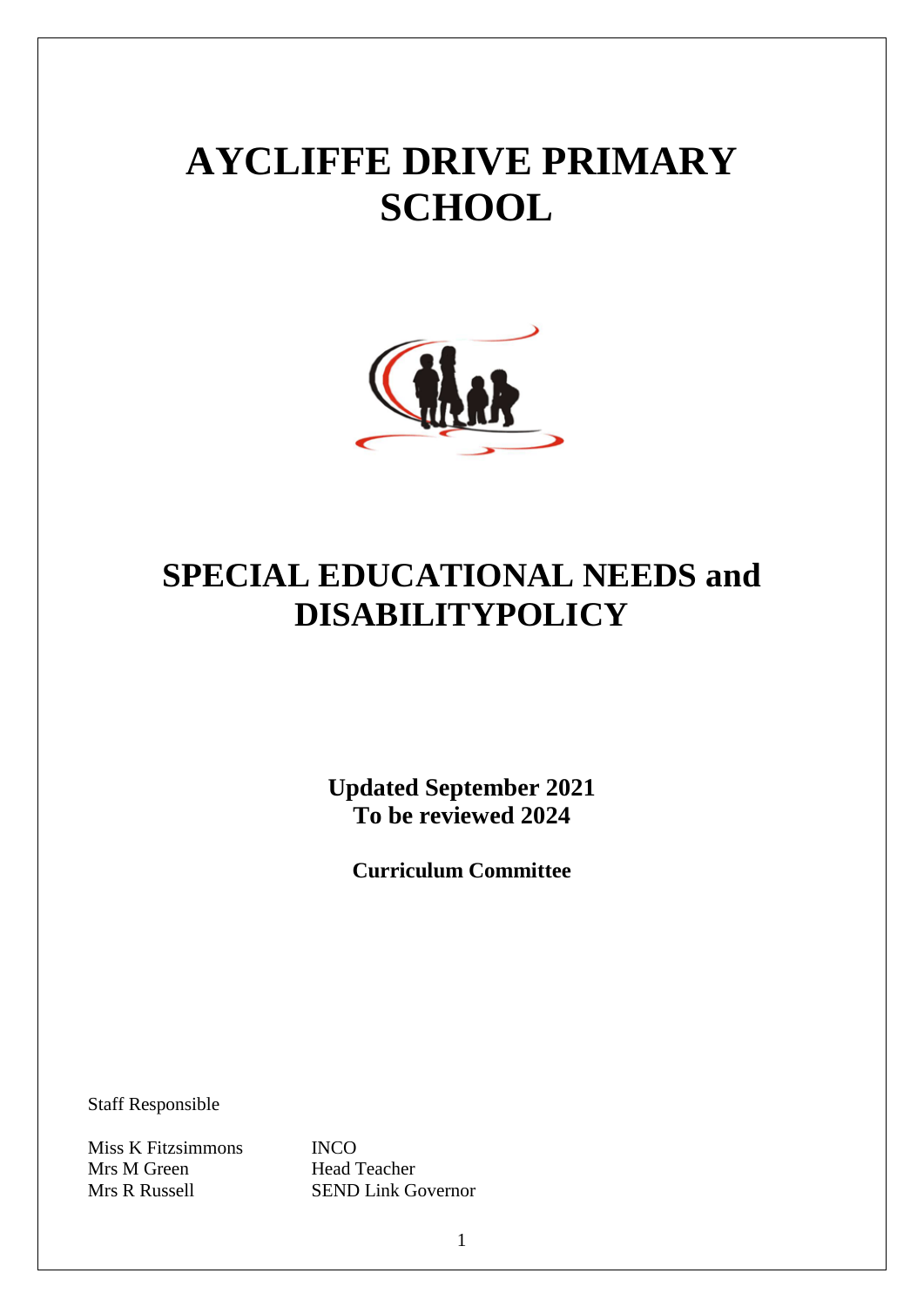# AYCLIFFE DRIVE PRIMARY SCHOOL

# SPECIAL EDUCATIONAL NEEDS and DISABILITYPOLICY

**Updated September 2021**
**To be reviewed 2024**

**Curriculum Committee**

Staff Responsible

| | |
|---|---|
| Miss K Fitzsimmons | INCO |
| Mrs M Green | Head Teacher |
| Mrs R Russell | SEND Link Governor |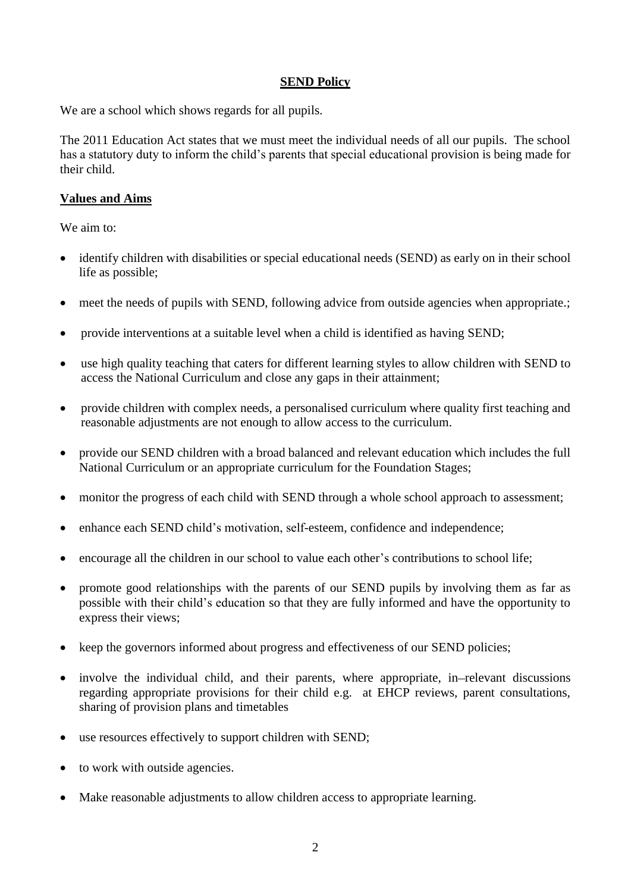## SEND Policy

We are a school which shows regards for all pupils.

The 2011 Education Act states that we must meet the individual needs of all our pupils. The school has a statutory duty to inform the child's parents that special educational provision is being made for their child.

### Values and Aims

We aim to:

- identify children with disabilities or special educational needs (SEND) as early on in their school life as possible;
- meet the needs of pupils with SEND, following advice from outside agencies when appropriate.;
- provide interventions at a suitable level when a child is identified as having SEND;
- use high quality teaching that caters for different learning styles to allow children with SEND to access the National Curriculum and close any gaps in their attainment;
- provide children with complex needs, a personalised curriculum where quality first teaching and reasonable adjustments are not enough to allow access to the curriculum.
- provide our SEND children with a broad balanced and relevant education which includes the full National Curriculum or an appropriate curriculum for the Foundation Stages;
- monitor the progress of each child with SEND through a whole school approach to assessment;
- enhance each SEND child's motivation, self-esteem, confidence and independence;
- encourage all the children in our school to value each other's contributions to school life;
- promote good relationships with the parents of our SEND pupils by involving them as far as possible with their child's education so that they are fully informed and have the opportunity to express their views;
- keep the governors informed about progress and effectiveness of our SEND policies;
- involve the individual child, and their parents, where appropriate, in–relevant discussions regarding appropriate provisions for their child e.g. at EHCP reviews, parent consultations, sharing of provision plans and timetables
- use resources effectively to support children with SEND;
- to work with outside agencies.
- Make reasonable adjustments to allow children access to appropriate learning.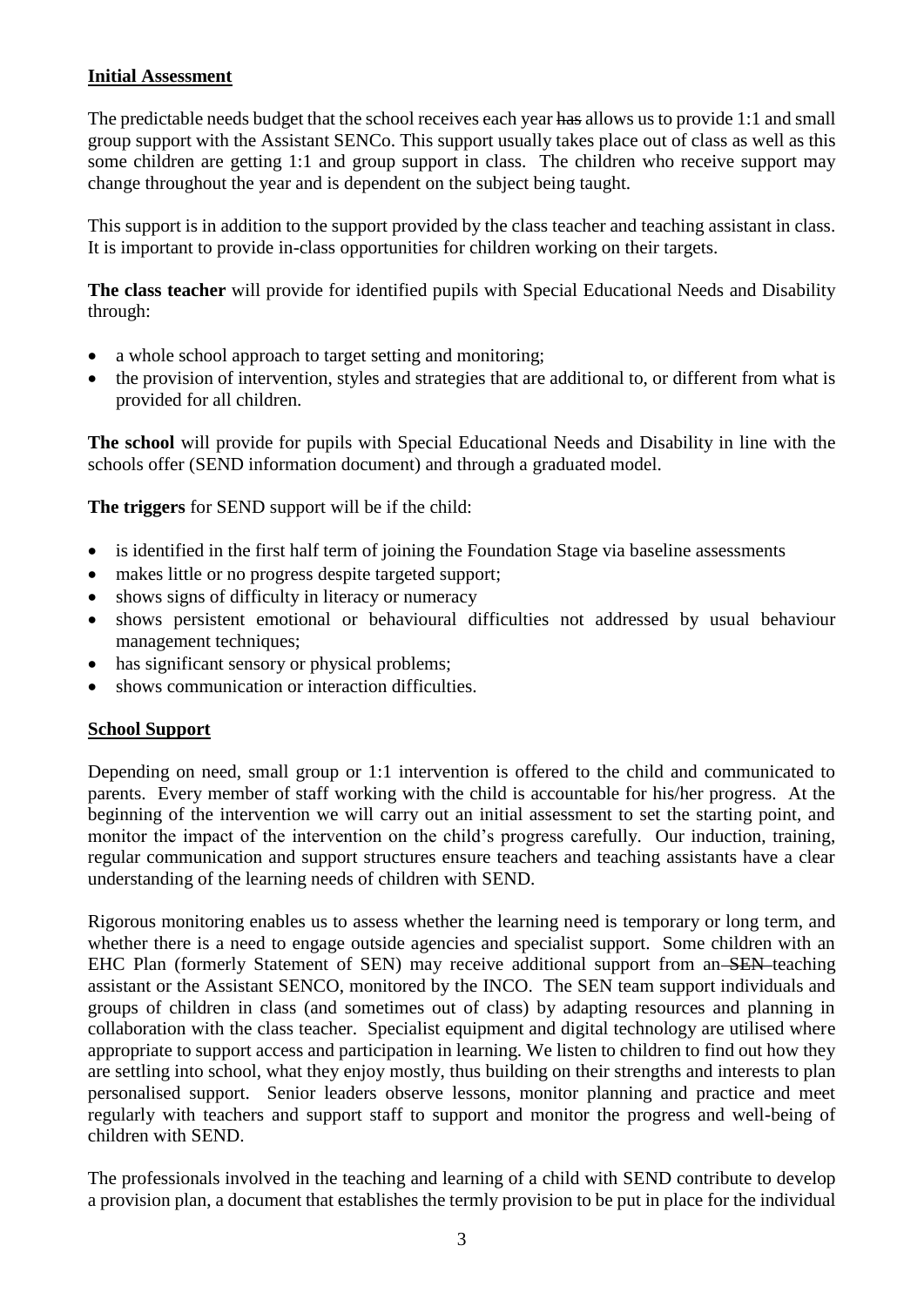## Initial Assessment

The predictable needs budget that the school receives each year ~~has~~ allows us to provide 1:1 and small group support with the Assistant SENCo. This support usually takes place out of class as well as this some children are getting 1:1 and group support in class. The children who receive support may change throughout the year and is dependent on the subject being taught.

This support is in addition to the support provided by the class teacher and teaching assistant in class. It is important to provide in-class opportunities for children working on their targets.

**The class teacher** will provide for identified pupils with Special Educational Needs and Disability through:

- a whole school approach to target setting and monitoring;
- the provision of intervention, styles and strategies that are additional to, or different from what is provided for all children.

**The school** will provide for pupils with Special Educational Needs and Disability in line with the schools offer (SEND information document) and through a graduated model.

**The triggers** for SEND support will be if the child:

- is identified in the first half term of joining the Foundation Stage via baseline assessments
- makes little or no progress despite targeted support;
- shows signs of difficulty in literacy or numeracy
- shows persistent emotional or behavioural difficulties not addressed by usual behaviour management techniques;
- has significant sensory or physical problems;
- shows communication or interaction difficulties.

## School Support

Depending on need, small group or 1:1 intervention is offered to the child and communicated to parents. Every member of staff working with the child is accountable for his/her progress. At the beginning of the intervention we will carry out an initial assessment to set the starting point, and monitor the impact of the intervention on the child's progress carefully. Our induction, training, regular communication and support structures ensure teachers and teaching assistants have a clear understanding of the learning needs of children with SEND.

Rigorous monitoring enables us to assess whether the learning need is temporary or long term, and whether there is a need to engage outside agencies and specialist support. Some children with an EHC Plan (formerly Statement of SEN) may receive additional support from an ~~SEN~~ teaching assistant or the Assistant SENCO, monitored by the INCO. The SEN team support individuals and groups of children in class (and sometimes out of class) by adapting resources and planning in collaboration with the class teacher. Specialist equipment and digital technology are utilised where appropriate to support access and participation in learning. We listen to children to find out how they are settling into school, what they enjoy mostly, thus building on their strengths and interests to plan personalised support. Senior leaders observe lessons, monitor planning and practice and meet regularly with teachers and support staff to support and monitor the progress and well-being of children with SEND.

The professionals involved in the teaching and learning of a child with SEND contribute to develop a provision plan, a document that establishes the termly provision to be put in place for the individual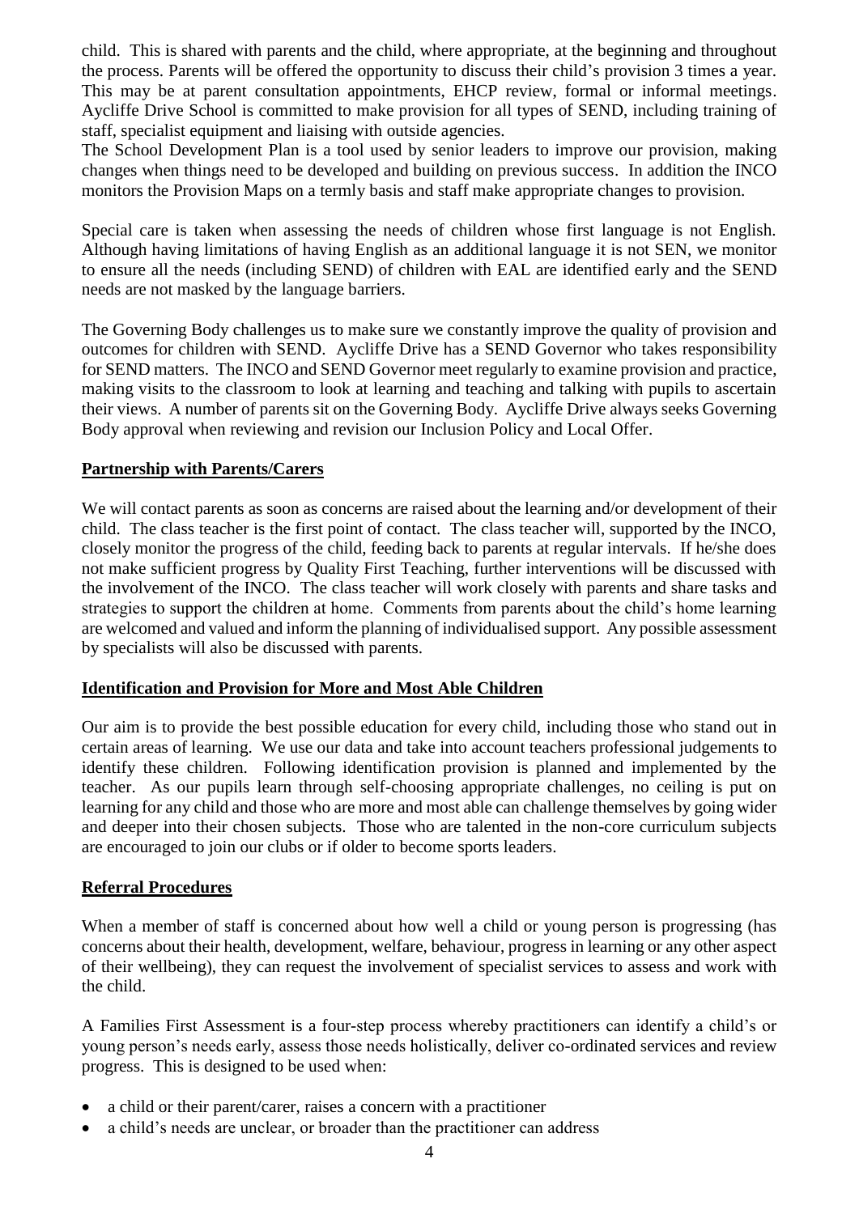child. This is shared with parents and the child, where appropriate, at the beginning and throughout the process. Parents will be offered the opportunity to discuss their child's provision 3 times a year. This may be at parent consultation appointments, EHCP review, formal or informal meetings. Aycliffe Drive School is committed to make provision for all types of SEND, including training of staff, specialist equipment and liaising with outside agencies.
The School Development Plan is a tool used by senior leaders to improve our provision, making changes when things need to be developed and building on previous success. In addition the INCO monitors the Provision Maps on a termly basis and staff make appropriate changes to provision.

Special care is taken when assessing the needs of children whose first language is not English. Although having limitations of having English as an additional language it is not SEN, we monitor to ensure all the needs (including SEND) of children with EAL are identified early and the SEND needs are not masked by the language barriers.

The Governing Body challenges us to make sure we constantly improve the quality of provision and outcomes for children with SEND. Aycliffe Drive has a SEND Governor who takes responsibility for SEND matters. The INCO and SEND Governor meet regularly to examine provision and practice, making visits to the classroom to look at learning and teaching and talking with pupils to ascertain their views. A number of parents sit on the Governing Body. Aycliffe Drive always seeks Governing Body approval when reviewing and revision our Inclusion Policy and Local Offer.

## Partnership with Parents/Carers

We will contact parents as soon as concerns are raised about the learning and/or development of their child. The class teacher is the first point of contact. The class teacher will, supported by the INCO, closely monitor the progress of the child, feeding back to parents at regular intervals. If he/she does not make sufficient progress by Quality First Teaching, further interventions will be discussed with the involvement of the INCO. The class teacher will work closely with parents and share tasks and strategies to support the children at home. Comments from parents about the child's home learning are welcomed and valued and inform the planning of individualised support. Any possible assessment by specialists will also be discussed with parents.

## Identification and Provision for More and Most Able Children

Our aim is to provide the best possible education for every child, including those who stand out in certain areas of learning. We use our data and take into account teachers professional judgements to identify these children. Following identification provision is planned and implemented by the teacher. As our pupils learn through self-choosing appropriate challenges, no ceiling is put on learning for any child and those who are more and most able can challenge themselves by going wider and deeper into their chosen subjects. Those who are talented in the non-core curriculum subjects are encouraged to join our clubs or if older to become sports leaders.

## Referral Procedures

When a member of staff is concerned about how well a child or young person is progressing (has concerns about their health, development, welfare, behaviour, progress in learning or any other aspect of their wellbeing), they can request the involvement of specialist services to assess and work with the child.

A Families First Assessment is a four-step process whereby practitioners can identify a child's or young person's needs early, assess those needs holistically, deliver co-ordinated services and review progress. This is designed to be used when:

- a child or their parent/carer, raises a concern with a practitioner
- a child's needs are unclear, or broader than the practitioner can address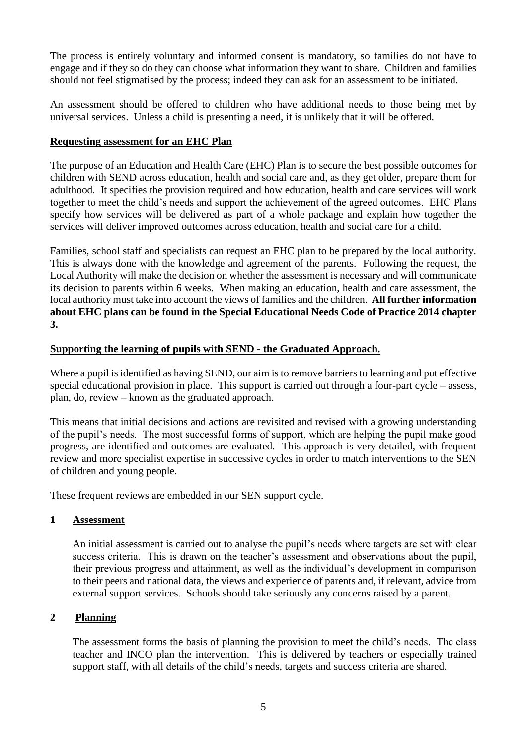The process is entirely voluntary and informed consent is mandatory, so families do not have to engage and if they so do they can choose what information they want to share. Children and families should not feel stigmatised by the process; indeed they can ask for an assessment to be initiated.

An assessment should be offered to children who have additional needs to those being met by universal services. Unless a child is presenting a need, it is unlikely that it will be offered.

**Requesting assessment for an EHC Plan**

The purpose of an Education and Health Care (EHC) Plan is to secure the best possible outcomes for children with SEND across education, health and social care and, as they get older, prepare them for adulthood. It specifies the provision required and how education, health and care services will work together to meet the child's needs and support the achievement of the agreed outcomes. EHC Plans specify how services will be delivered as part of a whole package and explain how together the services will deliver improved outcomes across education, health and social care for a child.

Families, school staff and specialists can request an EHC plan to be prepared by the local authority. This is always done with the knowledge and agreement of the parents. Following the request, the Local Authority will make the decision on whether the assessment is necessary and will communicate its decision to parents within 6 weeks. When making an education, health and care assessment, the local authority must take into account the views of families and the children. **All further information about EHC plans can be found in the Special Educational Needs Code of Practice 2014 chapter 3.**

**Supporting the learning of pupils with SEND - the Graduated Approach.**

Where a pupil is identified as having SEND, our aim is to remove barriers to learning and put effective special educational provision in place. This support is carried out through a four-part cycle – assess, plan, do, review – known as the graduated approach.

This means that initial decisions and actions are revisited and revised with a growing understanding of the pupil's needs. The most successful forms of support, which are helping the pupil make good progress, are identified and outcomes are evaluated. This approach is very detailed, with frequent review and more specialist expertise in successive cycles in order to match interventions to the SEN of children and young people.

These frequent reviews are embedded in our SEN support cycle.

**1 Assessment**

An initial assessment is carried out to analyse the pupil's needs where targets are set with clear success criteria. This is drawn on the teacher's assessment and observations about the pupil, their previous progress and attainment, as well as the individual's development in comparison to their peers and national data, the views and experience of parents and, if relevant, advice from external support services. Schools should take seriously any concerns raised by a parent.

**2 Planning**

The assessment forms the basis of planning the provision to meet the child's needs. The class teacher and INCO plan the intervention. This is delivered by teachers or especially trained support staff, with all details of the child's needs, targets and success criteria are shared.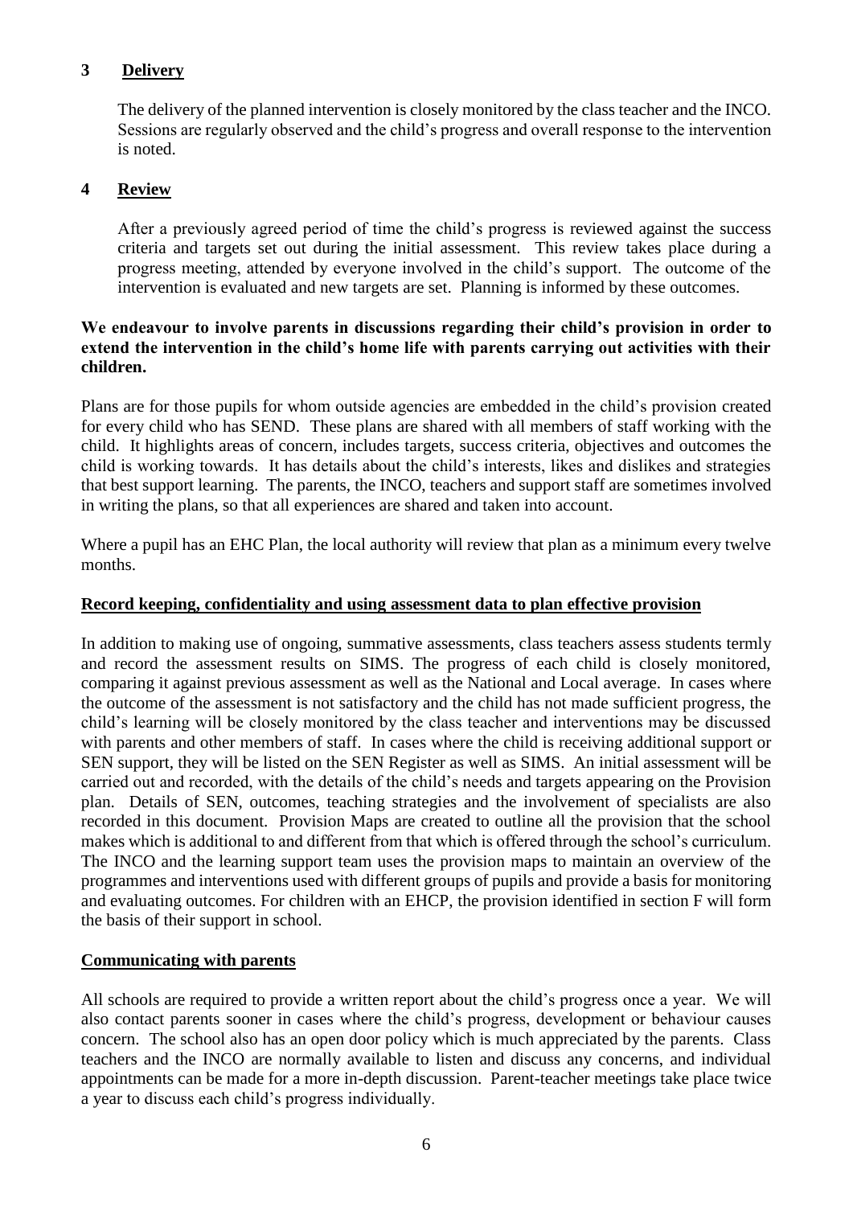## 3 Delivery

The delivery of the planned intervention is closely monitored by the class teacher and the INCO. Sessions are regularly observed and the child's progress and overall response to the intervention is noted.

## 4 Review

After a previously agreed period of time the child's progress is reviewed against the success criteria and targets set out during the initial assessment. This review takes place during a progress meeting, attended by everyone involved in the child's support. The outcome of the intervention is evaluated and new targets are set. Planning is informed by these outcomes.

**We endeavour to involve parents in discussions regarding their child's provision in order to extend the intervention in the child's home life with parents carrying out activities with their children.**

Plans are for those pupils for whom outside agencies are embedded in the child's provision created for every child who has SEND. These plans are shared with all members of staff working with the child. It highlights areas of concern, includes targets, success criteria, objectives and outcomes the child is working towards. It has details about the child's interests, likes and dislikes and strategies that best support learning. The parents, the INCO, teachers and support staff are sometimes involved in writing the plans, so that all experiences are shared and taken into account.

Where a pupil has an EHC Plan, the local authority will review that plan as a minimum every twelve months.

## Record keeping, confidentiality and using assessment data to plan effective provision

In addition to making use of ongoing, summative assessments, class teachers assess students termly and record the assessment results on SIMS. The progress of each child is closely monitored, comparing it against previous assessment as well as the National and Local average. In cases where the outcome of the assessment is not satisfactory and the child has not made sufficient progress, the child's learning will be closely monitored by the class teacher and interventions may be discussed with parents and other members of staff. In cases where the child is receiving additional support or SEN support, they will be listed on the SEN Register as well as SIMS. An initial assessment will be carried out and recorded, with the details of the child's needs and targets appearing on the Provision plan. Details of SEN, outcomes, teaching strategies and the involvement of specialists are also recorded in this document. Provision Maps are created to outline all the provision that the school makes which is additional to and different from that which is offered through the school's curriculum. The INCO and the learning support team uses the provision maps to maintain an overview of the programmes and interventions used with different groups of pupils and provide a basis for monitoring and evaluating outcomes. For children with an EHCP, the provision identified in section F will form the basis of their support in school.

## Communicating with parents

All schools are required to provide a written report about the child's progress once a year. We will also contact parents sooner in cases where the child's progress, development or behaviour causes concern. The school also has an open door policy which is much appreciated by the parents. Class teachers and the INCO are normally available to listen and discuss any concerns, and individual appointments can be made for a more in-depth discussion. Parent-teacher meetings take place twice a year to discuss each child's progress individually.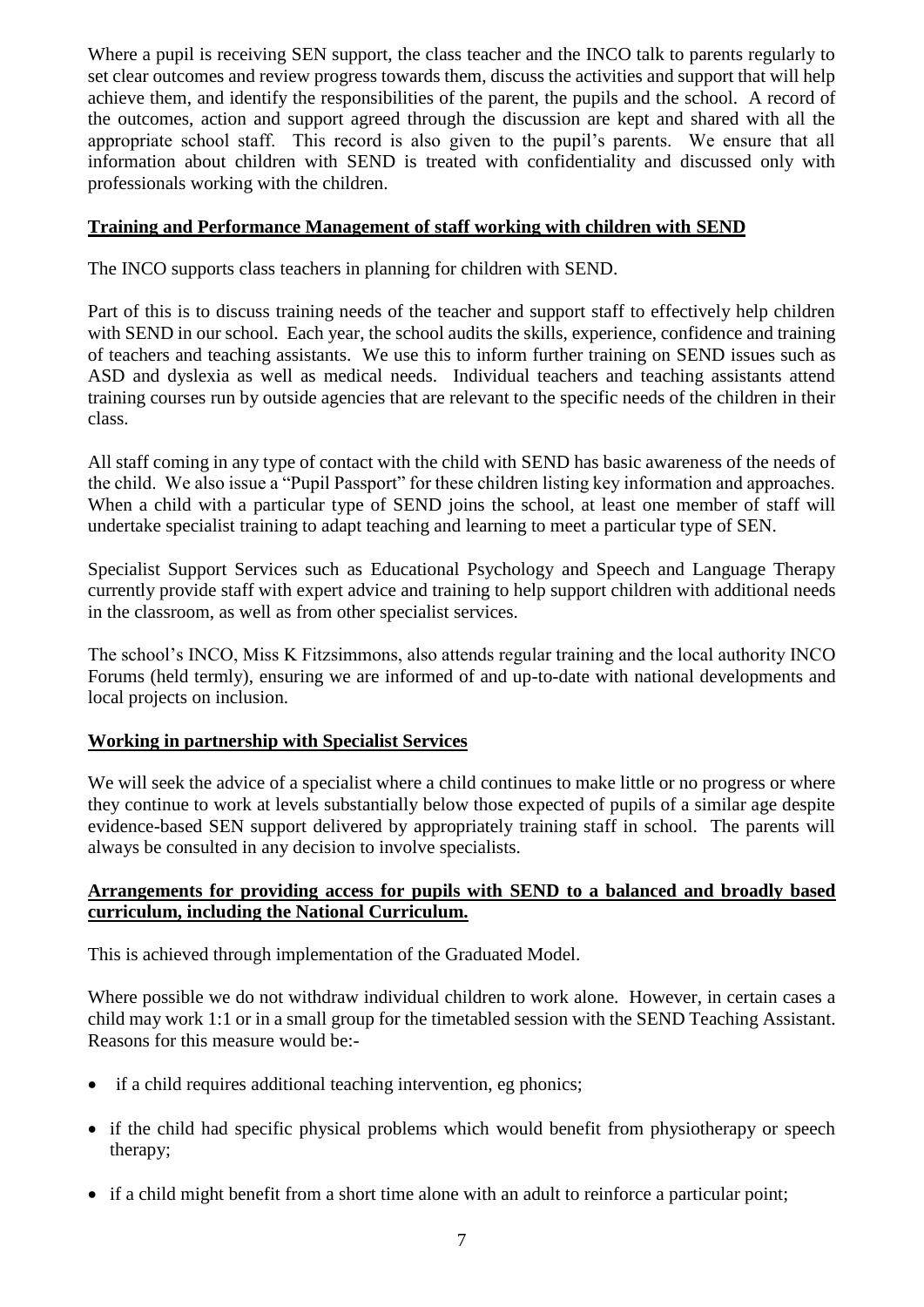Where a pupil is receiving SEN support, the class teacher and the INCO talk to parents regularly to set clear outcomes and review progress towards them, discuss the activities and support that will help achieve them, and identify the responsibilities of the parent, the pupils and the school. A record of the outcomes, action and support agreed through the discussion are kept and shared with all the appropriate school staff. This record is also given to the pupil's parents. We ensure that all information about children with SEND is treated with confidentiality and discussed only with professionals working with the children.

**Training and Performance Management of staff working with children with SEND**

The INCO supports class teachers in planning for children with SEND.

Part of this is to discuss training needs of the teacher and support staff to effectively help children with SEND in our school. Each year, the school audits the skills, experience, confidence and training of teachers and teaching assistants. We use this to inform further training on SEND issues such as ASD and dyslexia as well as medical needs. Individual teachers and teaching assistants attend training courses run by outside agencies that are relevant to the specific needs of the children in their class.

All staff coming in any type of contact with the child with SEND has basic awareness of the needs of the child. We also issue a "Pupil Passport" for these children listing key information and approaches. When a child with a particular type of SEND joins the school, at least one member of staff will undertake specialist training to adapt teaching and learning to meet a particular type of SEN.

Specialist Support Services such as Educational Psychology and Speech and Language Therapy currently provide staff with expert advice and training to help support children with additional needs in the classroom, as well as from other specialist services.

The school's INCO, Miss K Fitzsimmons, also attends regular training and the local authority INCO Forums (held termly), ensuring we are informed of and up-to-date with national developments and local projects on inclusion.

**Working in partnership with Specialist Services**

We will seek the advice of a specialist where a child continues to make little or no progress or where they continue to work at levels substantially below those expected of pupils of a similar age despite evidence-based SEN support delivered by appropriately training staff in school. The parents will always be consulted in any decision to involve specialists.

**Arrangements for providing access for pupils with SEND to a balanced and broadly based curriculum, including the National Curriculum.**

This is achieved through implementation of the Graduated Model.

Where possible we do not withdraw individual children to work alone. However, in certain cases a child may work 1:1 or in a small group for the timetabled session with the SEND Teaching Assistant. Reasons for this measure would be:-

- if a child requires additional teaching intervention, eg phonics;
- if the child had specific physical problems which would benefit from physiotherapy or speech therapy;
- if a child might benefit from a short time alone with an adult to reinforce a particular point;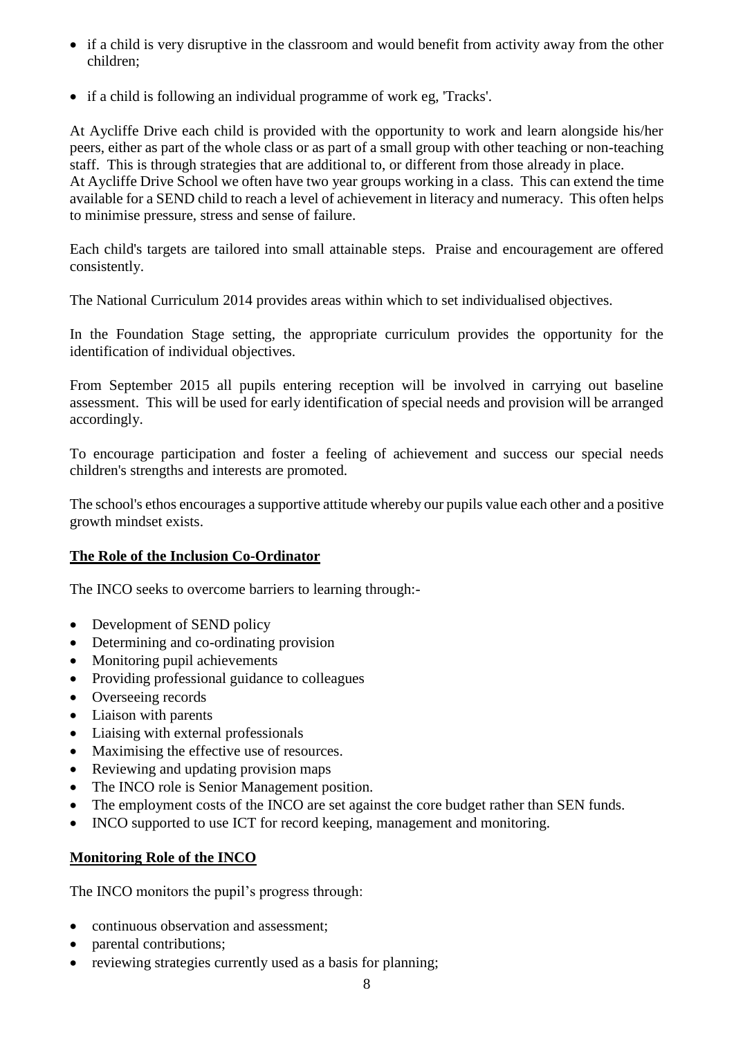- if a child is very disruptive in the classroom and would benefit from activity away from the other children;
- if a child is following an individual programme of work eg, 'Tracks'.

At Aycliffe Drive each child is provided with the opportunity to work and learn alongside his/her peers, either as part of the whole class or as part of a small group with other teaching or non-teaching staff. This is through strategies that are additional to, or different from those already in place.
At Aycliffe Drive School we often have two year groups working in a class. This can extend the time available for a SEND child to reach a level of achievement in literacy and numeracy. This often helps to minimise pressure, stress and sense of failure.

Each child's targets are tailored into small attainable steps. Praise and encouragement are offered consistently.

The National Curriculum 2014 provides areas within which to set individualised objectives.

In the Foundation Stage setting, the appropriate curriculum provides the opportunity for the identification of individual objectives.

From September 2015 all pupils entering reception will be involved in carrying out baseline assessment. This will be used for early identification of special needs and provision will be arranged accordingly.

To encourage participation and foster a feeling of achievement and success our special needs children's strengths and interests are promoted.

The school's ethos encourages a supportive attitude whereby our pupils value each other and a positive growth mindset exists.

## The Role of the Inclusion Co-Ordinator

The INCO seeks to overcome barriers to learning through:-

- Development of SEND policy
- Determining and co-ordinating provision
- Monitoring pupil achievements
- Providing professional guidance to colleagues
- Overseeing records
- Liaison with parents
- Liaising with external professionals
- Maximising the effective use of resources.
- Reviewing and updating provision maps
- The INCO role is Senior Management position.
- The employment costs of the INCO are set against the core budget rather than SEN funds.
- INCO supported to use ICT for record keeping, management and monitoring.

## Monitoring Role of the INCO

The INCO monitors the pupil's progress through:

- continuous observation and assessment;
- parental contributions;
- reviewing strategies currently used as a basis for planning;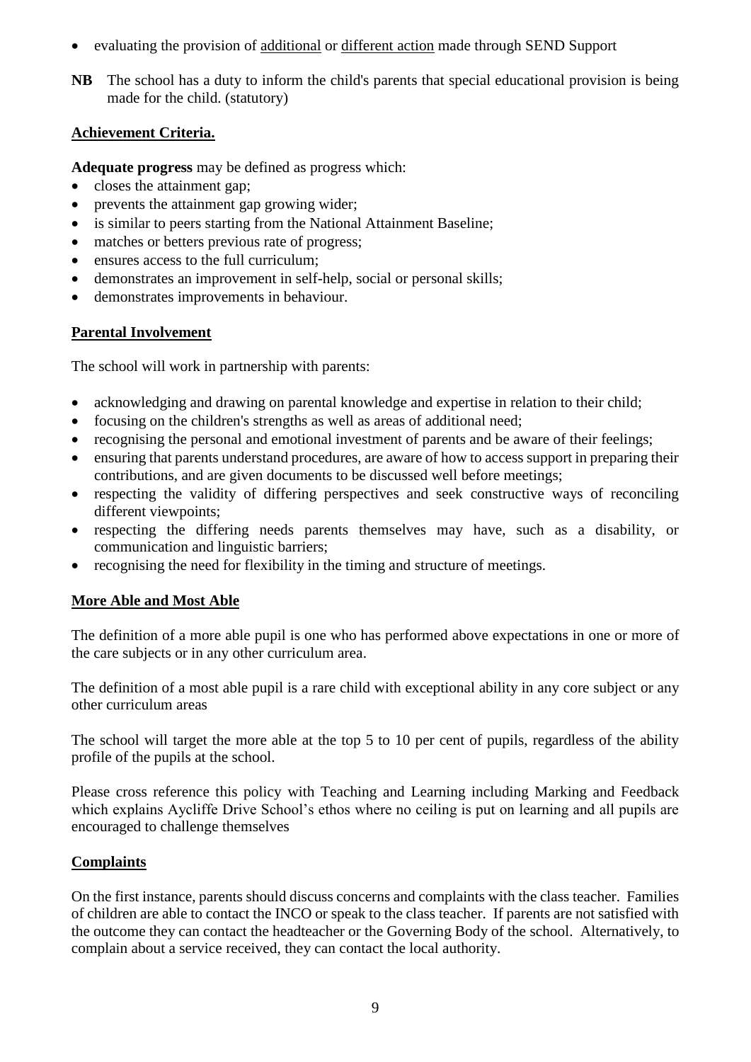- evaluating the provision of additional or different action made through SEND Support

**NB** The school has a duty to inform the child's parents that special educational provision is being made for the child. (statutory)

## Achievement Criteria.

**Adequate progress** may be defined as progress which:

- closes the attainment gap;
- prevents the attainment gap growing wider;
- is similar to peers starting from the National Attainment Baseline;
- matches or betters previous rate of progress;
- ensures access to the full curriculum;
- demonstrates an improvement in self-help, social or personal skills;
- demonstrates improvements in behaviour.

## Parental Involvement

The school will work in partnership with parents:

- acknowledging and drawing on parental knowledge and expertise in relation to their child;
- focusing on the children's strengths as well as areas of additional need;
- recognising the personal and emotional investment of parents and be aware of their feelings;
- ensuring that parents understand procedures, are aware of how to access support in preparing their contributions, and are given documents to be discussed well before meetings;
- respecting the validity of differing perspectives and seek constructive ways of reconciling different viewpoints;
- respecting the differing needs parents themselves may have, such as a disability, or communication and linguistic barriers;
- recognising the need for flexibility in the timing and structure of meetings.

## More Able and Most Able

The definition of a more able pupil is one who has performed above expectations in one or more of the care subjects or in any other curriculum area.

The definition of a most able pupil is a rare child with exceptional ability in any core subject or any other curriculum areas

The school will target the more able at the top 5 to 10 per cent of pupils, regardless of the ability profile of the pupils at the school.

Please cross reference this policy with Teaching and Learning including Marking and Feedback which explains Aycliffe Drive School's ethos where no ceiling is put on learning and all pupils are encouraged to challenge themselves

## Complaints

On the first instance, parents should discuss concerns and complaints with the class teacher. Families of children are able to contact the INCO or speak to the class teacher. If parents are not satisfied with the outcome they can contact the headteacher or the Governing Body of the school. Alternatively, to complain about a service received, they can contact the local authority.